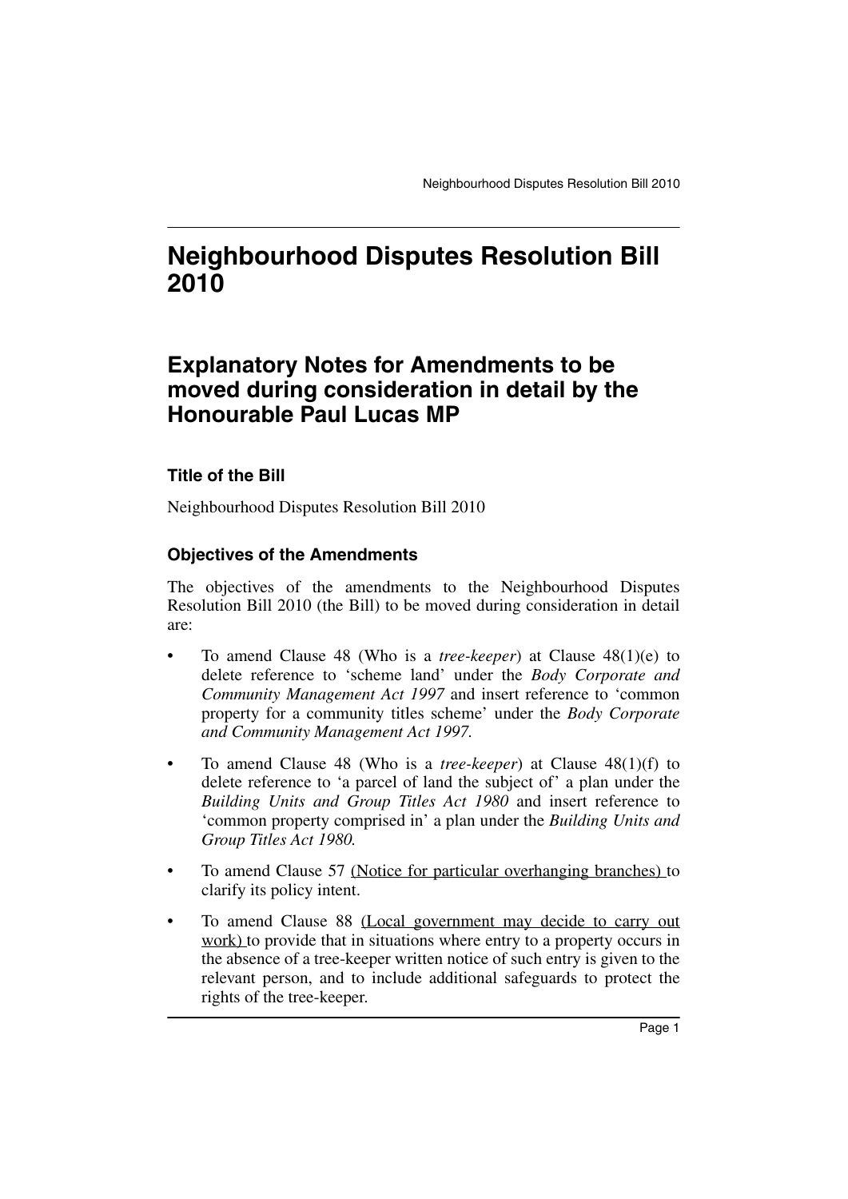# Neighbourhood Disputes Resolution Bill 2010

## Explanatory Notes for Amendments to be moved during consideration in detail by the Honourable Paul Lucas MP

### Title of the Bill

Neighbourhood Disputes Resolution Bill 2010

### Objectives of the Amendments

The objectives of the amendments to the Neighbourhood Disputes Resolution Bill 2010 (the Bill) to be moved during consideration in detail are:

- To amend Clause 48 (Who is a *tree-keeper*) at Clause 48(1)(e) to delete reference to 'scheme land' under the *Body Corporate and Community Management Act 1997* and insert reference to 'common property for a community titles scheme' under the *Body Corporate and Community Management Act 1997.*
- To amend Clause 48 (Who is a *tree-keeper*) at Clause 48(1)(f) to delete reference to 'a parcel of land the subject of' a plan under the *Building Units and Group Titles Act 1980* and insert reference to 'common property comprised in' a plan under the *Building Units and Group Titles Act 1980.*
- To amend Clause 57 <u>(Notice for particular overhanging branches)</u> to clarify its policy intent.
- To amend Clause 88 <u>(Local government may decide to carry out work)</u> to provide that in situations where entry to a property occurs in the absence of a tree-keeper written notice of such entry is given to the relevant person, and to include additional safeguards to protect the rights of the tree-keeper.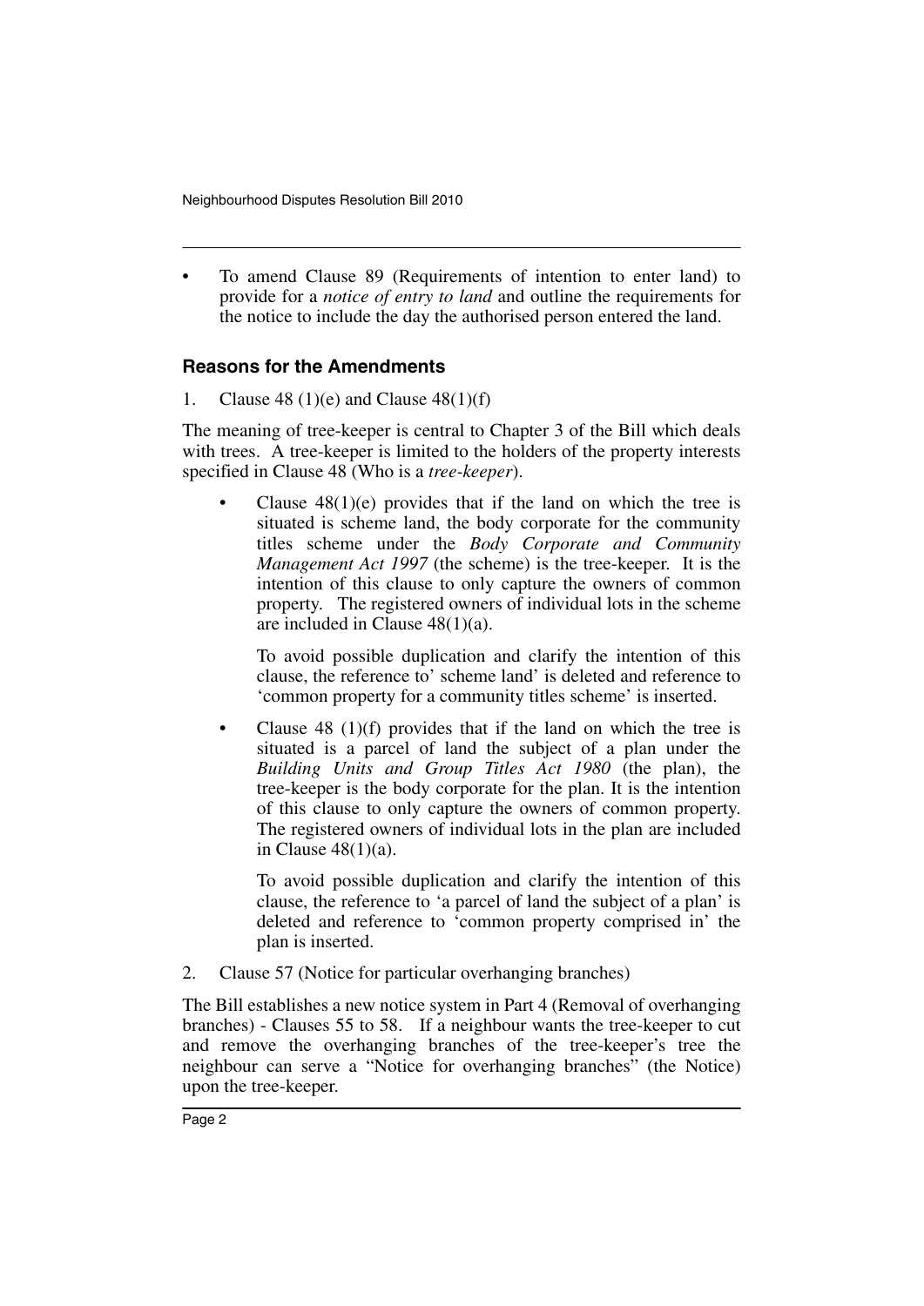- To amend Clause 89 (Requirements of intention to enter land) to provide for a *notice of entry to land* and outline the requirements for the notice to include the day the authorised person entered the land.

## Reasons for the Amendments

1. Clause 48 (1)(e) and Clause 48(1)(f)

The meaning of tree-keeper is central to Chapter 3 of the Bill which deals with trees. A tree-keeper is limited to the holders of the property interests specified in Clause 48 (Who is a *tree-keeper*).

- Clause 48(1)(e) provides that if the land on which the tree is situated is scheme land, the body corporate for the community titles scheme under the *Body Corporate and Community Management Act 1997* (the scheme) is the tree-keeper. It is the intention of this clause to only capture the owners of common property. The registered owners of individual lots in the scheme are included in Clause 48(1)(a).

  To avoid possible duplication and clarify the intention of this clause, the reference to' scheme land' is deleted and reference to 'common property for a community titles scheme' is inserted.

- Clause 48 (1)(f) provides that if the land on which the tree is situated is a parcel of land the subject of a plan under the *Building Units and Group Titles Act 1980* (the plan), the tree-keeper is the body corporate for the plan. It is the intention of this clause to only capture the owners of common property. The registered owners of individual lots in the plan are included in Clause 48(1)(a).

  To avoid possible duplication and clarify the intention of this clause, the reference to 'a parcel of land the subject of a plan' is deleted and reference to 'common property comprised in' the plan is inserted.

2. Clause 57 (Notice for particular overhanging branches)

The Bill establishes a new notice system in Part 4 (Removal of overhanging branches) - Clauses 55 to 58. If a neighbour wants the tree-keeper to cut and remove the overhanging branches of the tree-keeper's tree the neighbour can serve a "Notice for overhanging branches" (the Notice) upon the tree-keeper.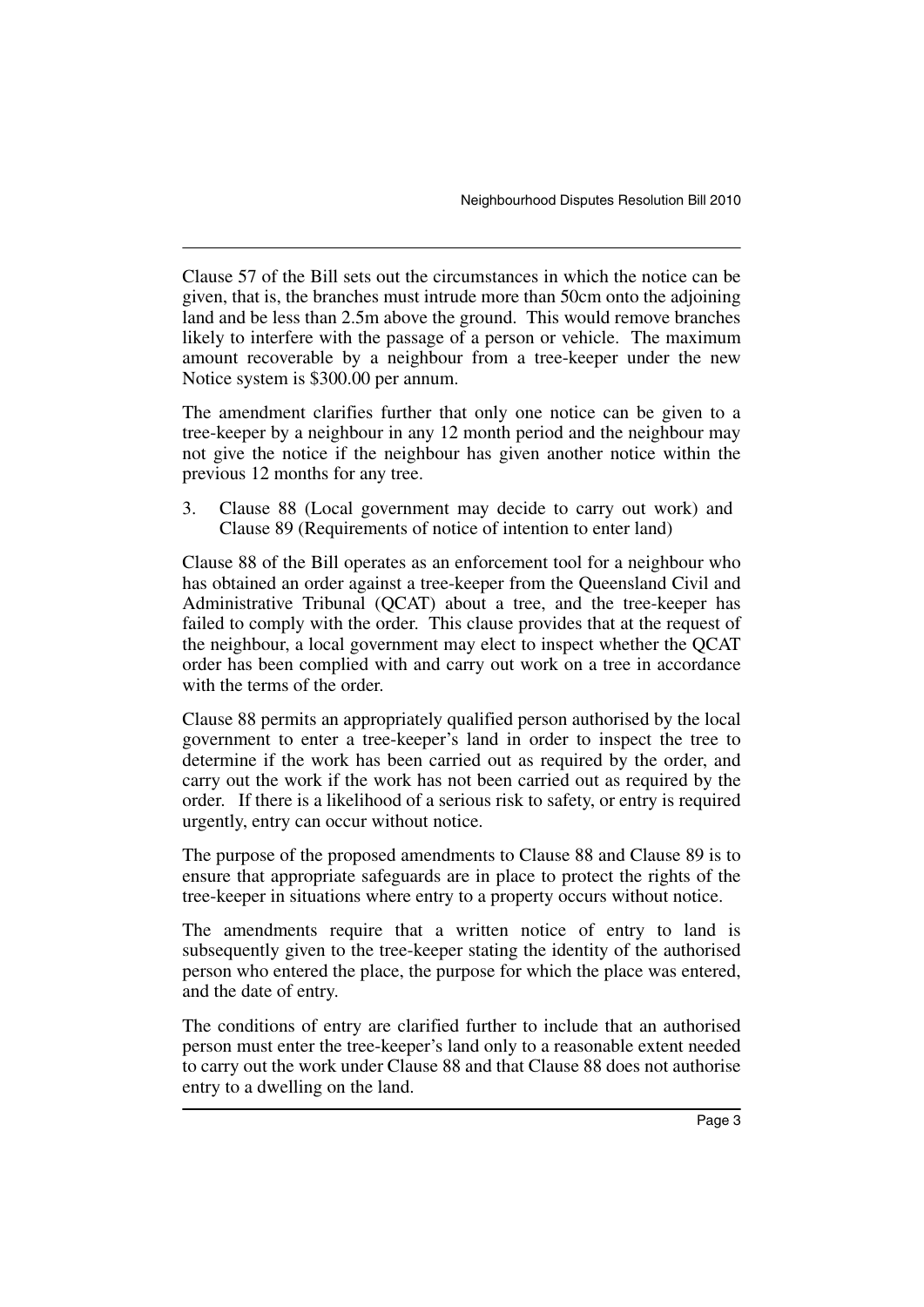Clause 57 of the Bill sets out the circumstances in which the notice can be given, that is, the branches must intrude more than 50cm onto the adjoining land and be less than 2.5m above the ground. This would remove branches likely to interfere with the passage of a person or vehicle. The maximum amount recoverable by a neighbour from a tree-keeper under the new Notice system is $300.00 per annum.

The amendment clarifies further that only one notice can be given to a tree-keeper by a neighbour in any 12 month period and the neighbour may not give the notice if the neighbour has given another notice within the previous 12 months for any tree.

3. Clause 88 (Local government may decide to carry out work) and Clause 89 (Requirements of notice of intention to enter land)

Clause 88 of the Bill operates as an enforcement tool for a neighbour who has obtained an order against a tree-keeper from the Queensland Civil and Administrative Tribunal (QCAT) about a tree, and the tree-keeper has failed to comply with the order. This clause provides that at the request of the neighbour, a local government may elect to inspect whether the QCAT order has been complied with and carry out work on a tree in accordance with the terms of the order.

Clause 88 permits an appropriately qualified person authorised by the local government to enter a tree-keeper's land in order to inspect the tree to determine if the work has been carried out as required by the order, and carry out the work if the work has not been carried out as required by the order. If there is a likelihood of a serious risk to safety, or entry is required urgently, entry can occur without notice.

The purpose of the proposed amendments to Clause 88 and Clause 89 is to ensure that appropriate safeguards are in place to protect the rights of the tree-keeper in situations where entry to a property occurs without notice.

The amendments require that a written notice of entry to land is subsequently given to the tree-keeper stating the identity of the authorised person who entered the place, the purpose for which the place was entered, and the date of entry.

The conditions of entry are clarified further to include that an authorised person must enter the tree-keeper's land only to a reasonable extent needed to carry out the work under Clause 88 and that Clause 88 does not authorise entry to a dwelling on the land.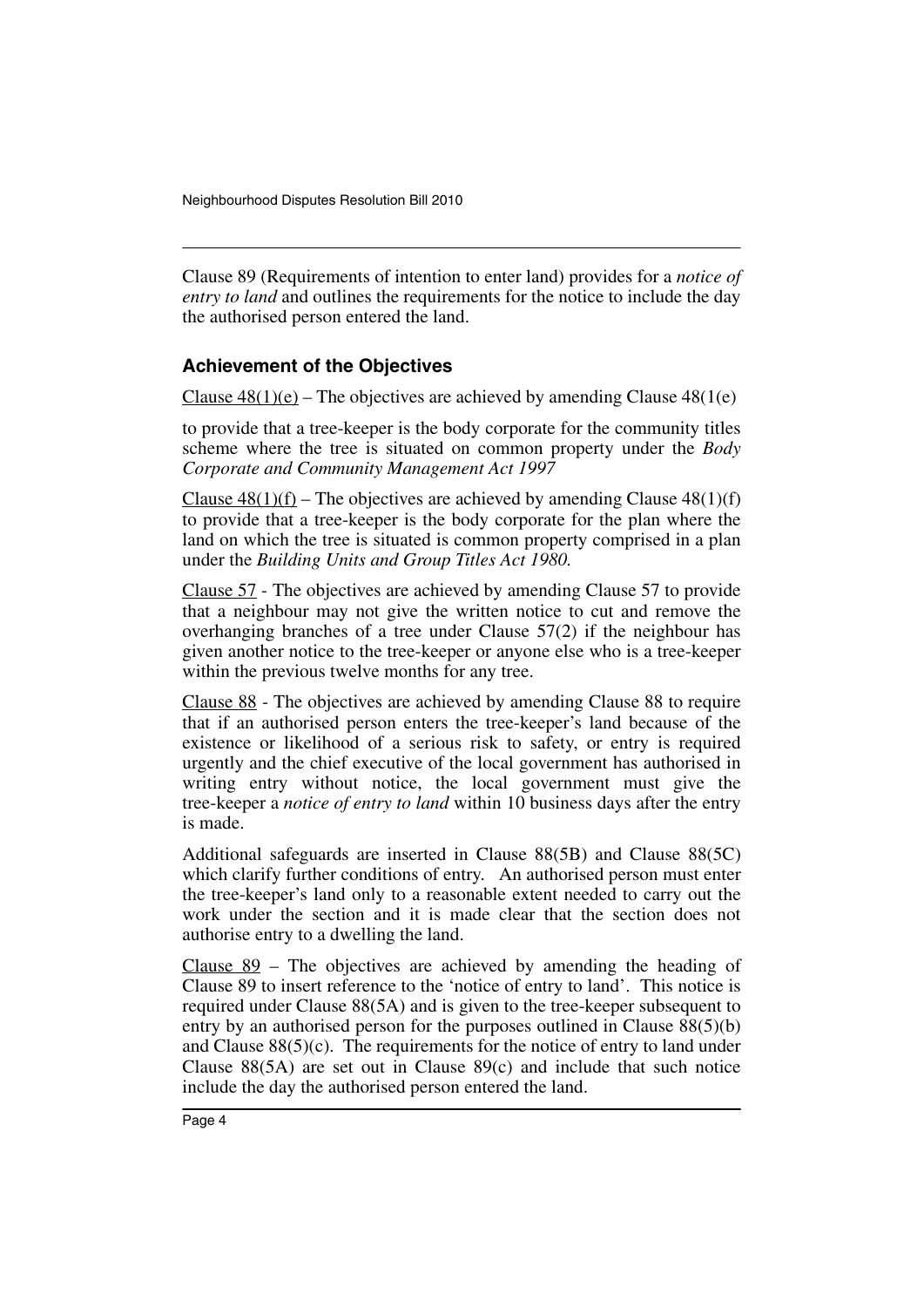Clause 89 (Requirements of intention to enter land) provides for a *notice of entry to land* and outlines the requirements for the notice to include the day the authorised person entered the land.

### Achievement of the Objectives

Clause 48(1)(e) – The objectives are achieved by amending Clause 48(1(e)

to provide that a tree-keeper is the body corporate for the community titles scheme where the tree is situated on common property under the *Body Corporate and Community Management Act 1997*

Clause 48(1)(f) – The objectives are achieved by amending Clause 48(1)(f) to provide that a tree-keeper is the body corporate for the plan where the land on which the tree is situated is common property comprised in a plan under the *Building Units and Group Titles Act 1980.*

Clause 57 - The objectives are achieved by amending Clause 57 to provide that a neighbour may not give the written notice to cut and remove the overhanging branches of a tree under Clause 57(2) if the neighbour has given another notice to the tree-keeper or anyone else who is a tree-keeper within the previous twelve months for any tree.

Clause 88 - The objectives are achieved by amending Clause 88 to require that if an authorised person enters the tree-keeper's land because of the existence or likelihood of a serious risk to safety, or entry is required urgently and the chief executive of the local government has authorised in writing entry without notice, the local government must give the tree-keeper a *notice of entry to land* within 10 business days after the entry is made.

Additional safeguards are inserted in Clause 88(5B) and Clause 88(5C) which clarify further conditions of entry. An authorised person must enter the tree-keeper's land only to a reasonable extent needed to carry out the work under the section and it is made clear that the section does not authorise entry to a dwelling the land.

Clause 89 – The objectives are achieved by amending the heading of Clause 89 to insert reference to the 'notice of entry to land'. This notice is required under Clause 88(5A) and is given to the tree-keeper subsequent to entry by an authorised person for the purposes outlined in Clause 88(5)(b) and Clause 88(5)(c). The requirements for the notice of entry to land under Clause 88(5A) are set out in Clause 89(c) and include that such notice include the day the authorised person entered the land.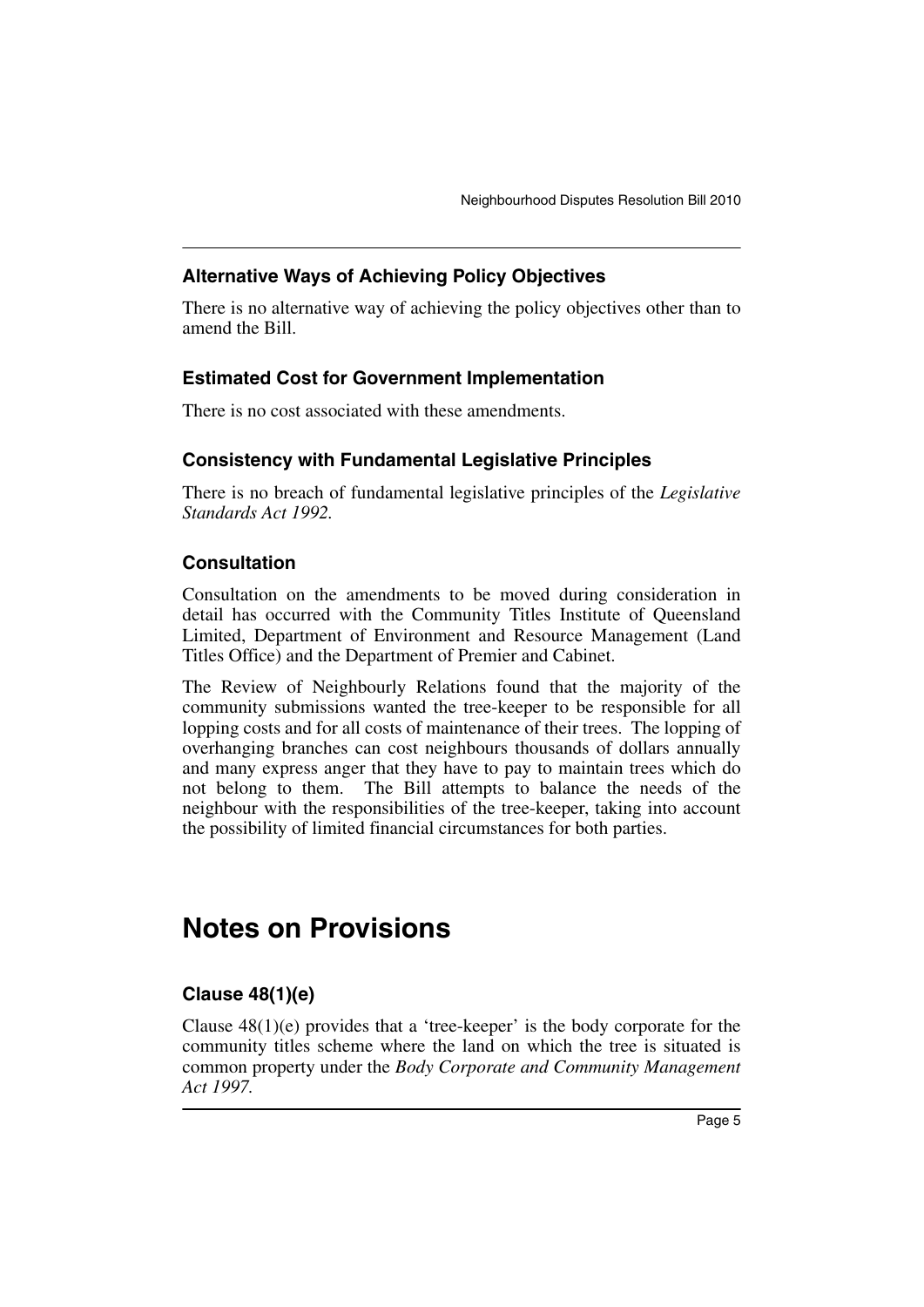### Alternative Ways of Achieving Policy Objectives

There is no alternative way of achieving the policy objectives other than to amend the Bill.

### Estimated Cost for Government Implementation

There is no cost associated with these amendments.

### Consistency with Fundamental Legislative Principles

There is no breach of fundamental legislative principles of the *Legislative Standards Act 1992.*

### Consultation

Consultation on the amendments to be moved during consideration in detail has occurred with the Community Titles Institute of Queensland Limited, Department of Environment and Resource Management (Land Titles Office) and the Department of Premier and Cabinet.

The Review of Neighbourly Relations found that the majority of the community submissions wanted the tree-keeper to be responsible for all lopping costs and for all costs of maintenance of their trees. The lopping of overhanging branches can cost neighbours thousands of dollars annually and many express anger that they have to pay to maintain trees which do not belong to them. The Bill attempts to balance the needs of the neighbour with the responsibilities of the tree-keeper, taking into account the possibility of limited financial circumstances for both parties.

# Notes on Provisions

### Clause 48(1)(e)

Clause 48(1)(e) provides that a 'tree-keeper' is the body corporate for the community titles scheme where the land on which the tree is situated is common property under the *Body Corporate and Community Management Act 1997.*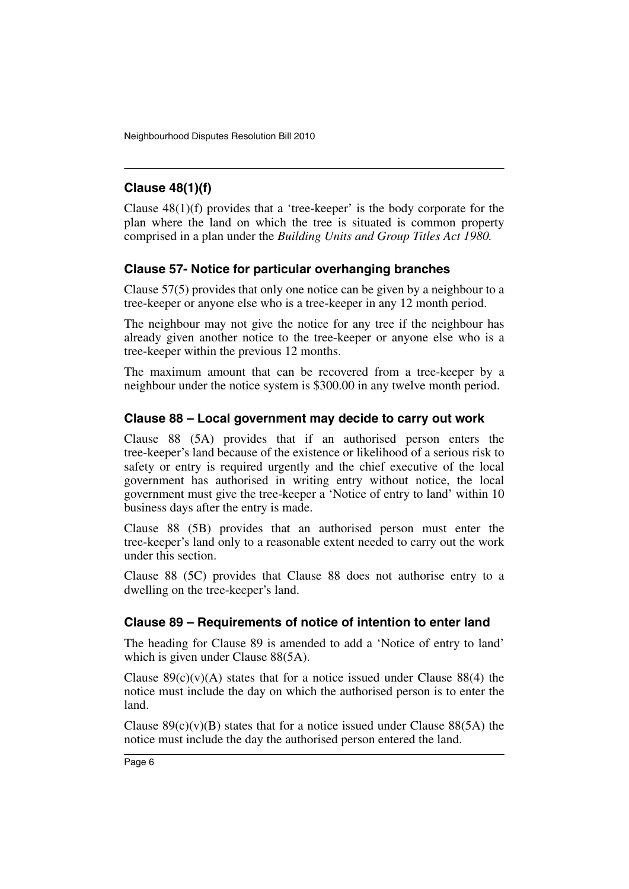### Clause 48(1)(f)

Clause 48(1)(f) provides that a 'tree-keeper' is the body corporate for the plan where the land on which the tree is situated is common property comprised in a plan under the *Building Units and Group Titles Act 1980.*

### Clause 57- Notice for particular overhanging branches

Clause 57(5) provides that only one notice can be given by a neighbour to a tree-keeper or anyone else who is a tree-keeper in any 12 month period.

The neighbour may not give the notice for any tree if the neighbour has already given another notice to the tree-keeper or anyone else who is a tree-keeper within the previous 12 months.

The maximum amount that can be recovered from a tree-keeper by a neighbour under the notice system is $300.00 in any twelve month period.

### Clause 88 – Local government may decide to carry out work

Clause 88 (5A) provides that if an authorised person enters the tree-keeper's land because of the existence or likelihood of a serious risk to safety or entry is required urgently and the chief executive of the local government has authorised in writing entry without notice, the local government must give the tree-keeper a 'Notice of entry to land' within 10 business days after the entry is made.

Clause 88 (5B) provides that an authorised person must enter the tree-keeper's land only to a reasonable extent needed to carry out the work under this section.

Clause 88 (5C) provides that Clause 88 does not authorise entry to a dwelling on the tree-keeper's land.

### Clause 89 – Requirements of notice of intention to enter land

The heading for Clause 89 is amended to add a 'Notice of entry to land' which is given under Clause 88(5A).

Clause 89(c)(v)(A) states that for a notice issued under Clause 88(4) the notice must include the day on which the authorised person is to enter the land.

Clause 89(c)(v)(B) states that for a notice issued under Clause 88(5A) the notice must include the day the authorised person entered the land.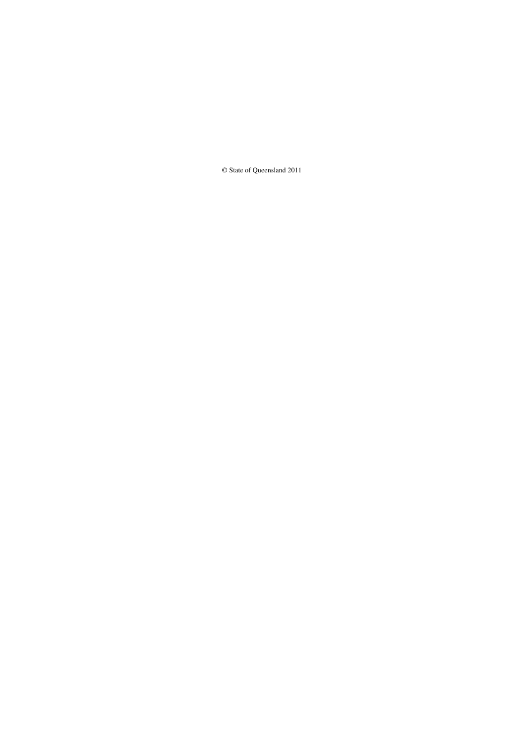© State of Queensland 2011